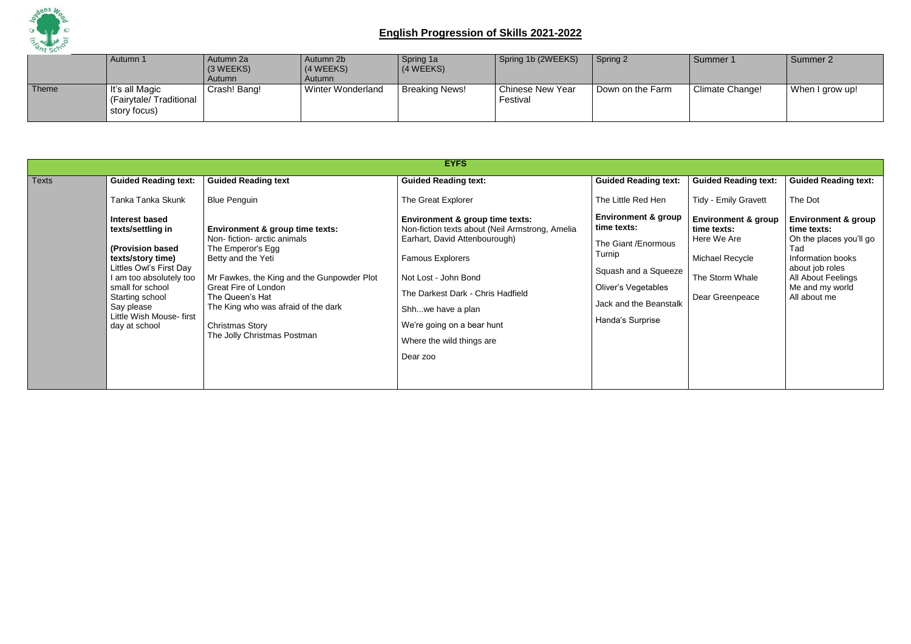# English Progression of Skills 2021-2022

| | Autumn 1 | Autumn 2a (3 WEEKS) Autumn | Autumn 2b (4 WEEKS) Autumn | Spring 1a (4 WEEKS) | Spring 1b (2WEEKS) | Spring 2 | Summer 1 | Summer 2 |
|---|---|---|---|---|---|---|---|---|
| Theme | It's all Magic (Fairytale/ Traditional story focus) | Crash! Bang! | Winter Wonderland | Breaking News! | Chinese New Year Festival | Down on the Farm | Climate Change! | When I grow up! |

| EYFS | | | | | | |
|---|---|---|---|---|---|---|
| Texts | **Guided Reading text:**<br>Tanka Tanka Skunk<br>**Interest based texts/settling in**<br>**(Provision based texts/story time)**<br>Littles Owl's First Day<br>I am too absolutely too small for school<br>Starting school<br>Say please<br>Little Wish Mouse- first day at school | **Guided Reading text**<br>Blue Penguin<br>**Environment & group time texts:**<br>Non- fiction- arctic animals<br>The Emperor's Egg<br>Betty and the Yeti<br>Mr Fawkes, the King and the Gunpowder Plot<br>Great Fire of London<br>The Queen's Hat<br>The King who was afraid of the dark<br>Christmas Story<br>The Jolly Christmas Postman | **Guided Reading text:**<br>The Great Explorer<br>**Environment & group time texts:**<br>Non-fiction texts about (Neil Armstrong, Amelia Earhart, David Attenbourough)<br>Famous Explorers<br>Not Lost - John Bond<br>The Darkest Dark - Chris Hadfield<br>Shh...we have a plan<br>We're going on a bear hunt<br>Where the wild things are<br>Dear zoo | **Guided Reading text:**<br>The Little Red Hen<br>**Environment & group time texts:**<br>The Giant /Enormous Turnip<br>Squash and a Squeeze<br>Oliver's Vegetables<br>Jack and the Beanstalk<br>Handa's Surprise | **Guided Reading text:**<br>Tidy - Emily Gravett<br>**Environment & group time texts:**<br>Here We Are<br>Michael Recycle<br>The Storm Whale<br>Dear Greenpeace | **Guided Reading text:**<br>The Dot<br>**Environment & group time texts:**<br>Oh the places you'll go<br>Tad<br>Information books about job roles<br>All About Feelings<br>Me and my world<br>All about me |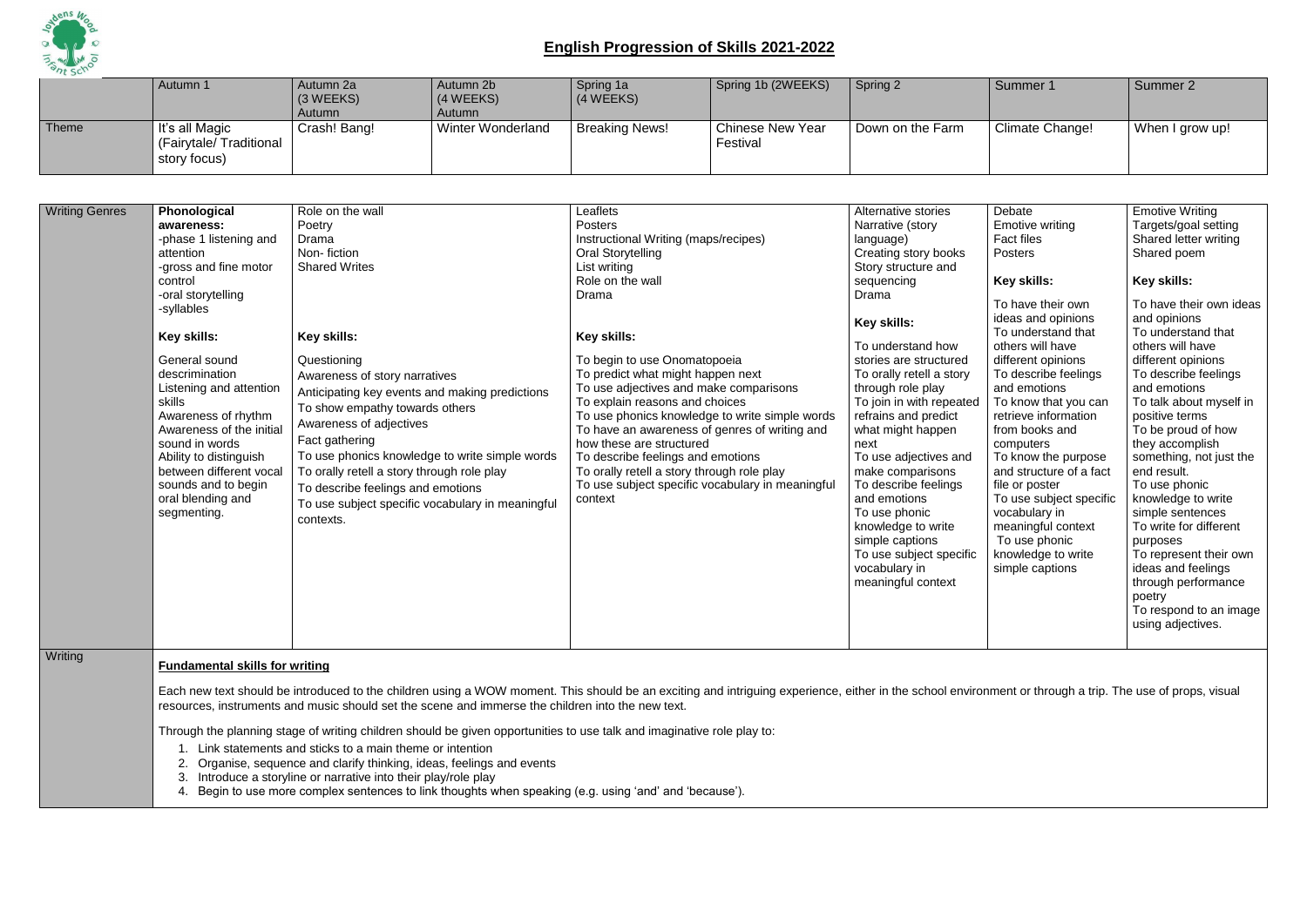## English Progression of Skills 2021-2022

| | Autumn 1 | Autumn 2a (3 WEEKS) Autumn | Autumn 2b (4 WEEKS) Autumn | Spring 1a (4 WEEKS) | Spring 1b (2WEEKS) | Spring 2 | Summer 1 | Summer 2 |
|---|---|---|---|---|---|---|---|---|
| Theme | It's all Magic (Fairytale/ Traditional story focus) | Crash! Bang! | Winter Wonderland | Breaking News! | Chinese New Year Festival | Down on the Farm | Climate Change! | When I grow up! |

| Writing Genres | Autumn 1 | Autumn 2 | Spring 1 | Spring 2 | Summer 1 | Summer 2 |
|---|---|---|---|---|---|---|
| | **Phonological awareness:**<br>-phase 1 listening and attention<br>-gross and fine motor control<br>-oral storytelling<br>-syllables<br><br>**Key skills:**<br><br>General sound descrimination<br>Listening and attention skills<br>Awareness of rhythm<br>Awareness of the initial sound in words<br>Ability to distinguish between different vocal sounds and to begin oral blending and segmenting. | Role on the wall<br>Poetry<br>Drama<br>Non- fiction<br>Shared Writes<br><br>**Key skills:**<br><br>Questioning<br>Awareness of story narratives<br>Anticipating key events and making predictions<br>To show empathy towards others<br>Awareness of adjectives<br>Fact gathering<br>To use phonics knowledge to write simple words<br>To orally retell a story through role play<br>To describe feelings and emotions<br>To use subject specific vocabulary in meaningful contexts. | Leaflets<br>Posters<br>Instructional Writing (maps/recipes)<br>Oral Storytelling<br>List writing<br>Role on the wall<br>Drama<br><br>**Key skills:**<br><br>To begin to use Onomatopoeia<br>To predict what might happen next<br>To use adjectives and make comparisons<br>To explain reasons and choices<br>To use phonics knowledge to write simple words<br>To have an awareness of genres of writing and how these are structured<br>To describe feelings and emotions<br>To orally retell a story through role play<br>To use subject specific vocabulary in meaningful context | Alternative stories<br>Narrative (story language)<br>Creating story books<br>Story structure and sequencing<br>Drama<br><br>**Key skills:**<br><br>To understand how stories are structured<br>To orally retell a story through role play<br>To join in with repeated refrains and predict what might happen next<br>To use adjectives and make comparisons<br>To describe feelings and emotions<br>To use phonic knowledge to write simple captions<br>To use subject specific vocabulary in meaningful context | Debate<br>Emotive writing<br>Fact files<br>Posters<br><br>**Key skills:**<br><br>To have their own ideas and opinions<br>To understand that others will have different opinions<br>To describe feelings and emotions<br>To know that you can retrieve information from books and computers<br>To know the purpose and structure of a fact file or poster<br>To use subject specific vocabulary in meaningful context<br>To use phonic knowledge to write simple captions | Emotive Writing<br>Targets/goal setting<br>Shared letter writing<br>Shared poem<br><br>**Key skills:**<br><br>To have their own ideas and opinions<br>To understand that others will have different opinions<br>To describe feelings and emotions<br>To talk about myself in positive terms<br>To be proud of how they accomplish something, not just the end result.<br>To use phonic knowledge to write simple sentences<br>To write for different purposes<br>To represent their own ideas and feelings through performance poetry<br>To respond to an image using adjectives. |

### Writing

**Fundamental skills for writing**

Each new text should be introduced to the children using a WOW moment. This should be an exciting and intriguing experience, either in the school environment or through a trip. The use of props, visual resources, instruments and music should set the scene and immerse the children into the new text.

Through the planning stage of writing children should be given opportunities to use talk and imaginative role play to:

1. Link statements and sticks to a main theme or intention
2. Organise, sequence and clarify thinking, ideas, feelings and events
3. Introduce a storyline or narrative into their play/role play
4. Begin to use more complex sentences to link thoughts when speaking (e.g. using 'and' and 'because').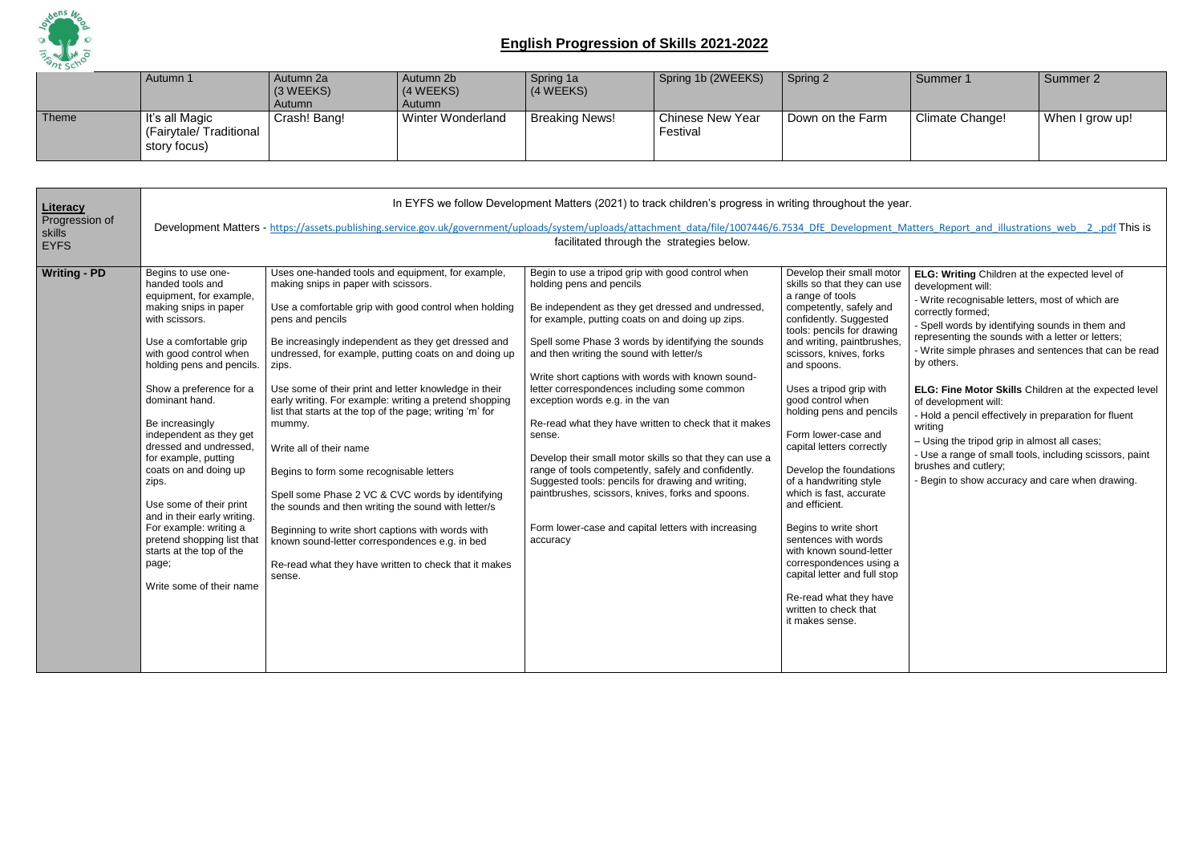# English Progression of Skills 2021-2022

| | Autumn 1 | Autumn 2a (3 WEEKS) Autumn | Autumn 2b (4 WEEKS) Autumn | Spring 1a (4 WEEKS) | Spring 1b (2WEEKS) | Spring 2 | Summer 1 | Summer 2 |
|---|---|---|---|---|---|---|---|---|
| Theme | It's all Magic (Fairytale/ Traditional story focus) | Crash! Bang! | Winter Wonderland | Breaking News! | Chinese New Year Festival | Down on the Farm | Climate Change! | When I grow up! |

| **Literacy** Progression of skills EYFS | In EYFS we follow Development Matters (2021) to track children's progress in writing throughout the year. Development Matters - https://assets.publishing.service.gov.uk/government/uploads/system/uploads/attachment_data/file/1007446/6.7534_DfE_Development_Matters_Report_and_illustrations_web__2_.pdf This is facilitated through the strategies below. | | | | |
|---|---|---|---|---|---|
| **Writing - PD** | Begins to use one-handed tools and equipment, for example, making snips in paper with scissors.<br><br>Use a comfortable grip with good control when holding pens and pencils.<br><br>Show a preference for a dominant hand.<br><br>Be increasingly independent as they get dressed and undressed, for example, putting coats on and doing up zips.<br><br>Use some of their print and in their early writing. For example: writing a pretend shopping list that starts at the top of the page;<br><br>Write some of their name | Uses one-handed tools and equipment, for example, making snips in paper with scissors.<br><br>Use a comfortable grip with good control when holding pens and pencils<br><br>Be increasingly independent as they get dressed and undressed, for example, putting coats on and doing up zips.<br><br>Use some of their print and letter knowledge in their early writing. For example: writing a pretend shopping list that starts at the top of the page; writing 'm' for mummy.<br><br>Write all of their name<br><br>Begins to form some recognisable letters<br><br>Spell some Phase 2 VC & CVC words by identifying the sounds and then writing the sound with letter/s<br><br>Beginning to write short captions with words with known sound-letter correspondences e.g. in bed<br><br>Re-read what they have written to check that it makes sense. | Begin to use a tripod grip with good control when holding pens and pencils<br><br>Be independent as they get dressed and undressed, for example, putting coats on and doing up zips.<br><br>Spell some Phase 3 words by identifying the sounds and then writing the sound with letter/s<br><br>Write short captions with words with known sound-letter correspondences including some common exception words e.g. in the van<br><br>Re-read what they have written to check that it makes sense.<br><br>Develop their small motor skills so that they can use a range of tools competently, safely and confidently. Suggested tools: pencils for drawing and writing, paintbrushes, scissors, knives, forks and spoons.<br><br>Form lower-case and capital letters with increasing accuracy | Develop their small motor skills so that they can use a range of tools competently, safely and confidently. Suggested tools: pencils for drawing and writing, paintbrushes, scissors, knives, forks and spoons.<br><br>Uses a tripod grip with good control when holding pens and pencils<br><br>Form lower-case and capital letters correctly<br><br>Develop the foundations of a handwriting style which is fast, accurate and efficient.<br><br>Begins to write short sentences with words with known sound-letter correspondences using a capital letter and full stop<br><br>Re-read what they have written to check that it makes sense. | **ELG: Writing** Children at the expected level of development will:<br>- Write recognisable letters, most of which are correctly formed;<br>- Spell words by identifying sounds in them and representing the sounds with a letter or letters;<br>- Write simple phrases and sentences that can be read by others.<br><br>**ELG: Fine Motor Skills** Children at the expected level of development will:<br>- Hold a pencil effectively in preparation for fluent writing<br>– Using the tripod grip in almost all cases;<br>- Use a range of small tools, including scissors, paint brushes and cutlery;<br>- Begin to show accuracy and care when drawing. |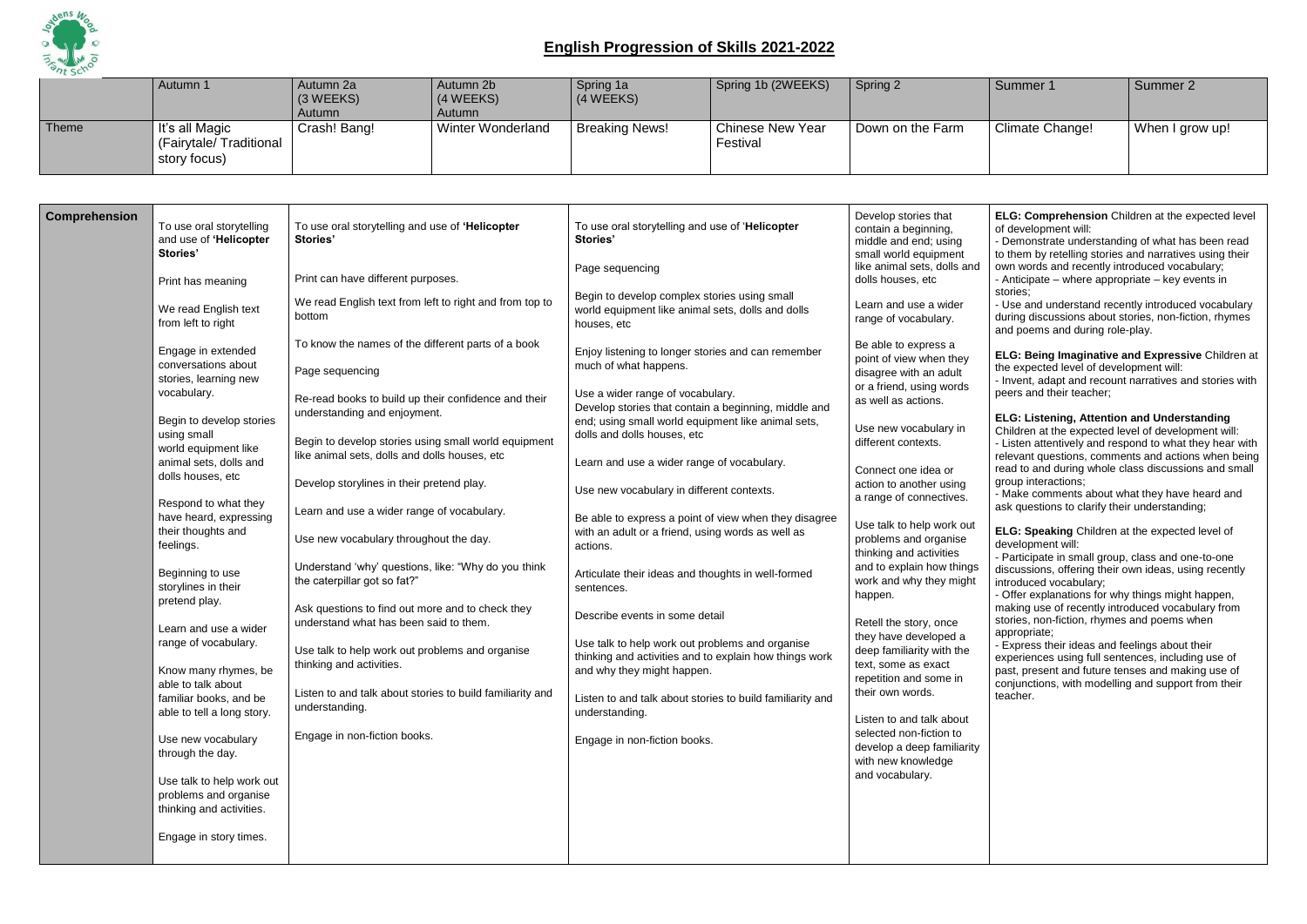# English Progression of Skills 2021-2022

| | Autumn 1 | Autumn 2a (3 WEEKS) Autumn | Autumn 2b (4 WEEKS) Autumn | Spring 1a (4 WEEKS) | Spring 1b (2WEEKS) | Spring 2 | Summer 1 | Summer 2 |
|---|---|---|---|---|---|---|---|---|
| Theme | It's all Magic (Fairytale/ Traditional story focus) | Crash! Bang! | Winter Wonderland | Breaking News! | Chinese New Year Festival | Down on the Farm | Climate Change! | When I grow up! |

| | Autumn 1 | Autumn 2 | Spring 1 | Spring 2 | Summer |
|---|---|---|---|---|---|
| **Comprehension** | To use oral storytelling and use of **'Helicopter Stories'**<br><br>Print has meaning<br><br>We read English text from left to right<br><br>Engage in extended conversations about stories, learning new vocabulary.<br><br>Begin to develop stories using small world equipment like animal sets, dolls and dolls houses, etc<br><br>Respond to what they have heard, expressing their thoughts and feelings.<br><br>Beginning to use storylines in their pretend play.<br><br>Learn and use a wider range of vocabulary.<br><br>Know many rhymes, be able to talk about familiar books, and be able to tell a long story.<br><br>Use new vocabulary through the day.<br><br>Use talk to help work out problems and organise thinking and activities.<br><br>Engage in story times. | To use oral storytelling and use of **'Helicopter Stories'**<br><br>Print can have different purposes.<br><br>We read English text from left to right and from top to bottom<br><br>To know the names of the different parts of a book<br><br>Page sequencing<br><br>Re-read books to build up their confidence and their understanding and enjoyment.<br><br>Begin to develop stories using small world equipment like animal sets, dolls and dolls houses, etc<br><br>Develop storylines in their pretend play.<br><br>Learn and use a wider range of vocabulary.<br><br>Use new vocabulary throughout the day.<br><br>Understand 'why' questions, like: "Why do you think the caterpillar got so fat?"<br><br>Ask questions to find out more and to check they understand what has been said to them.<br><br>Use talk to help work out problems and organise thinking and activities.<br><br>Listen to and talk about stories to build familiarity and understanding.<br><br>Engage in non-fiction books. | To use oral storytelling and use of '**Helicopter Stories'**<br><br>Page sequencing<br><br>Begin to develop complex stories using small world equipment like animal sets, dolls and dolls houses, etc<br><br>Enjoy listening to longer stories and can remember much of what happens.<br><br>Use a wider range of vocabulary.<br>Develop stories that contain a beginning, middle and end; using small world equipment like animal sets, dolls and dolls houses, etc<br><br>Learn and use a wider range of vocabulary.<br><br>Use new vocabulary in different contexts.<br><br>Be able to express a point of view when they disagree with an adult or a friend, using words as well as actions.<br><br>Articulate their ideas and thoughts in well-formed sentences.<br><br>Describe events in some detail<br><br>Use talk to help work out problems and organise thinking and activities and to explain how things work and why they might happen.<br><br>Listen to and talk about stories to build familiarity and understanding.<br><br>Engage in non-fiction books. | Develop stories that contain a beginning, middle and end; using small world equipment like animal sets, dolls and dolls houses, etc<br><br>Learn and use a wider range of vocabulary.<br><br>Be able to express a point of view when they disagree with an adult or a friend, using words as well as actions.<br><br>Use new vocabulary in different contexts.<br><br>Connect one idea or action to another using a range of connectives.<br><br>Use talk to help work out problems and organise thinking and activities and to explain how things work and why they might happen.<br><br>Retell the story, once they have developed a deep familiarity with the text, some as exact repetition and some in their own words.<br><br>Listen to and talk about selected non-fiction to develop a deep familiarity with new knowledge and vocabulary. | **ELG: Comprehension** Children at the expected level of development will:<br>- Demonstrate understanding of what has been read to them by retelling stories and narratives using their own words and recently introduced vocabulary;<br>- Anticipate – where appropriate – key events in stories;<br>- Use and understand recently introduced vocabulary during discussions about stories, non-fiction, rhymes and poems and during role-play.<br><br>**ELG: Being Imaginative and Expressive** Children at the expected level of development will:<br>- Invent, adapt and recount narratives and stories with peers and their teacher;<br><br>**ELG: Listening, Attention and Understanding** Children at the expected level of development will:<br>- Listen attentively and respond to what they hear with relevant questions, comments and actions when being read to and during whole class discussions and small group interactions;<br>- Make comments about what they have heard and ask questions to clarify their understanding;<br><br>**ELG: Speaking** Children at the expected level of development will:<br>- Participate in small group, class and one-to-one discussions, offering their own ideas, using recently introduced vocabulary;<br>- Offer explanations for why things might happen, making use of recently introduced vocabulary from stories, non-fiction, rhymes and poems when appropriate;<br>- Express their ideas and feelings about their experiences using full sentences, including use of past, present and future tenses and making use of conjunctions, with modelling and support from their teacher. |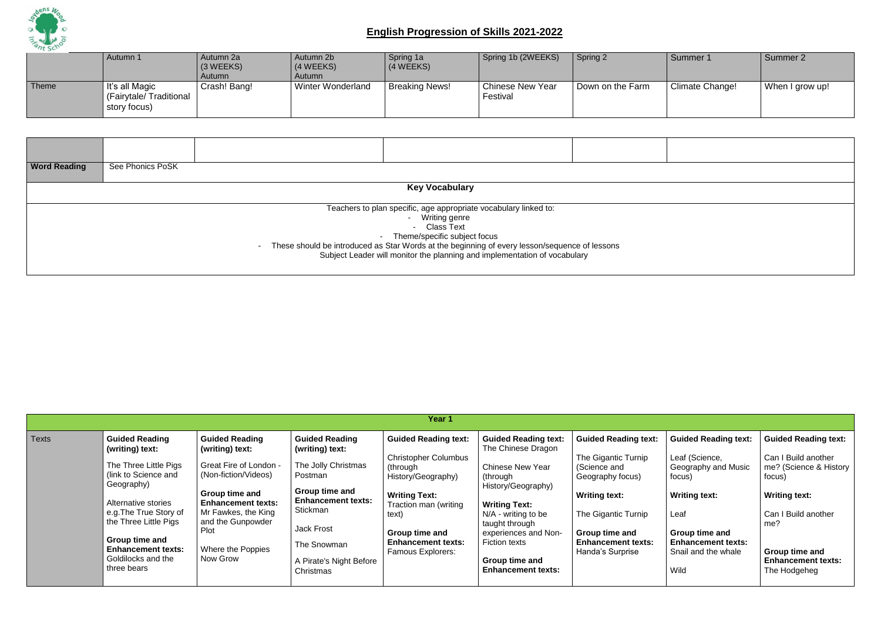## English Progression of Skills 2021-2022

| | Autumn 1 | Autumn 2a (3 WEEKS) Autumn | Autumn 2b (4 WEEKS) Autumn | Spring 1a (4 WEEKS) | Spring 1b (2WEEKS) | Spring 2 | Summer 1 | Summer 2 |
|---|---|---|---|---|---|---|---|---|
| Theme | It's all Magic (Fairytale/ Traditional story focus) | Crash! Bang! | Winter Wonderland | Breaking News! | Chinese New Year Festival | Down on the Farm | Climate Change! | When I grow up! |

| | | | | | |
|---|---|---|---|---|---|
| **Word Reading** | See Phonics PoSK | | | | |

**Key Vocabulary**

Teachers to plan specific, age appropriate vocabulary linked to:

- Writing genre
- Class Text
- Theme/specific subject focus
- These should be introduced as Star Words at the beginning of every lesson/sequence of lessons

Subject Leader will monitor the planning and implementation of vocabulary

| Year 1 | | | | | | | | |
|---|---|---|---|---|---|---|---|---|
| Texts | **Guided Reading (writing) text:** The Three Little Pigs (link to Science and Geography) Alternative stories e.g.The True Story of the Three Little Pigs **Group time and Enhancement texts:** Goldilocks and the three bears | **Guided Reading (writing) text:** Great Fire of London - (Non-fiction/Videos) **Group time and Enhancement texts:** Mr Fawkes, the King and the Gunpowder Plot Where the Poppies Now Grow | **Guided Reading (writing) text:** The Jolly Christmas Postman **Group time and Enhancement texts:** Stickman Jack Frost The Snowman A Pirate's Night Before Christmas | **Guided Reading text:** Christopher Columbus (through History/Geography) **Writing Text:** Traction man (writing text) **Group time and Enhancement texts:** Famous Explorers: | **Guided Reading text:** The Chinese Dragon Chinese New Year (through History/Geography) **Writing Text:** N/A - writing to be taught through experiences and Non-Fiction texts **Group time and Enhancement texts:** | **Guided Reading text:** The Gigantic Turnip (Science and Geography focus) **Writing text:** The Gigantic Turnip **Group time and Enhancement texts:** Handa's Surprise | **Guided Reading text:** Leaf (Science, Geography and Music focus) **Writing text:** Leaf **Group time and Enhancement texts:** Snail and the whale Wild | **Guided Reading text:** Can I Build another me? (Science & History focus) **Writing text:** Can I Build another me? **Group time and Enhancement texts:** The Hodgeheg |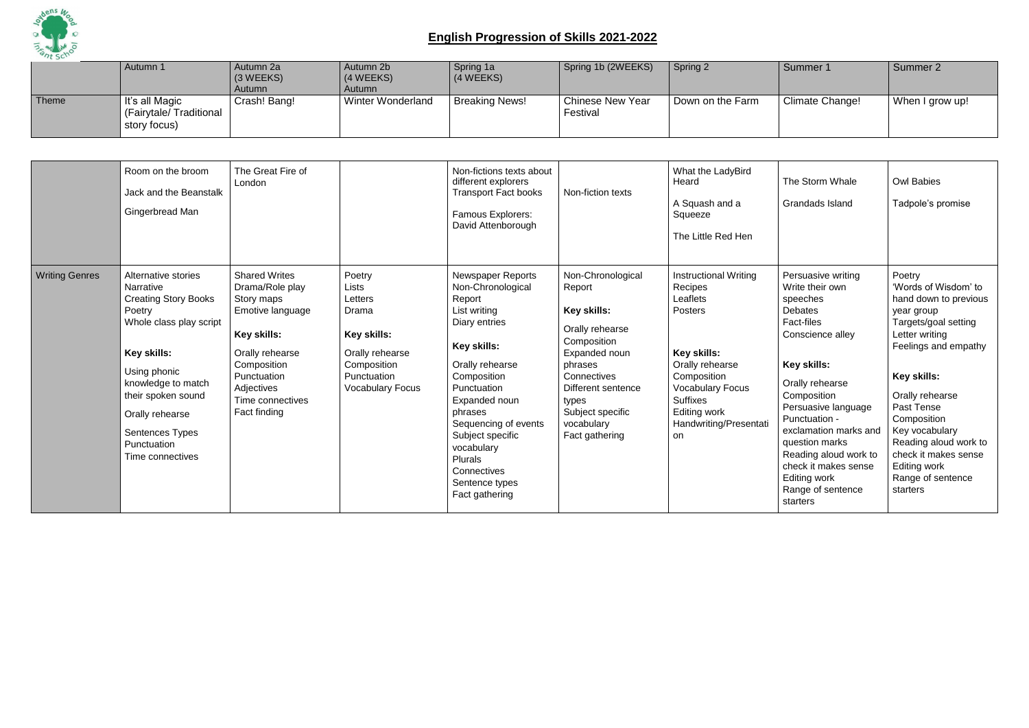# English Progression of Skills 2021-2022

| | Autumn 1 | Autumn 2a (3 WEEKS) Autumn | Autumn 2b (4 WEEKS) Autumn | Spring 1a (4 WEEKS) | Spring 1b (2WEEKS) | Spring 2 | Summer 1 | Summer 2 |
|---|---|---|---|---|---|---|---|---|
| Theme | It's all Magic (Fairytale/ Traditional story focus) | Crash! Bang! | Winter Wonderland | Breaking News! | Chinese New Year Festival | Down on the Farm | Climate Change! | When I grow up! |

| | | | | | | | | |
|---|---|---|---|---|---|---|---|---|
| | Room on the broom<br>Jack and the Beanstalk<br>Gingerbread Man | The Great Fire of London | | Non-fictions texts about different explorers<br>Transport Fact books<br>Famous Explorers: David Attenborough | Non-fiction texts | What the LadyBird Heard<br>A Squash and a Squeeze<br>The Little Red Hen | The Storm Whale<br>Grandads Island | Owl Babies<br>Tadpole's promise |
| Writing Genres | Alternative stories<br>Narrative<br>Creating Story Books<br>Poetry<br>Whole class play script<br>**Key skills:**<br>Using phonic knowledge to match their spoken sound<br>Orally rehearse<br>Sentences Types<br>Punctuation<br>Time connectives | Shared Writes<br>Drama/Role play<br>Story maps<br>Emotive language<br>**Key skills:**<br>Orally rehearse<br>Composition<br>Punctuation<br>Adjectives<br>Time connectives<br>Fact finding | Poetry<br>Lists<br>Letters<br>Drama<br>**Key skills:**<br>Orally rehearse<br>Composition<br>Punctuation<br>Vocabulary Focus | Newspaper Reports<br>Non-Chronological Report<br>List writing<br>Diary entries<br>**Key skills:**<br>Orally rehearse<br>Composition<br>Punctuation<br>Expanded noun phrases<br>Sequencing of events<br>Subject specific vocabulary<br>Plurals<br>Connectives<br>Sentence types<br>Fact gathering | Non-Chronological Report<br>**Key skills:**<br>Orally rehearse<br>Composition<br>Expanded noun phrases<br>Connectives<br>Different sentence types<br>Subject specific vocabulary<br>Fact gathering | Instructional Writing<br>Recipes<br>Leaflets<br>Posters<br>**Key skills:**<br>Orally rehearse<br>Composition<br>Vocabulary Focus<br>Suffixes<br>Editing work<br>Handwriting/Presentation | Persuasive writing<br>Write their own speeches<br>Debates<br>Fact-files<br>Conscience alley<br>**Key skills:**<br>Orally rehearse<br>Composition<br>Persuasive language<br>Punctuation - exclamation marks and question marks<br>Reading aloud work to check it makes sense<br>Editing work<br>Range of sentence starters | Poetry<br>'Words of Wisdom' to hand down to previous year group<br>Targets/goal setting<br>Letter writing<br>Feelings and empathy<br>**Key skills:**<br>Orally rehearse<br>Past Tense<br>Composition<br>Key vocabulary<br>Reading aloud work to check it makes sense<br>Editing work<br>Range of sentence starters |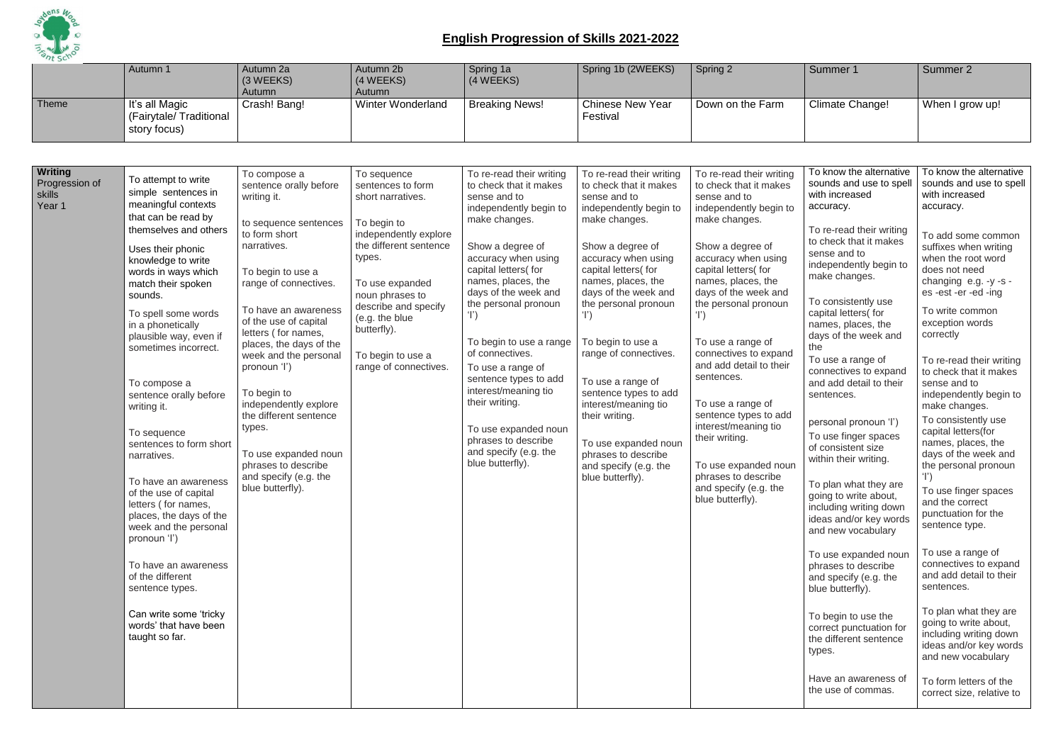## English Progression of Skills 2021-2022

| | Autumn 1 | Autumn 2a (3 WEEKS) Autumn | Autumn 2b (4 WEEKS) Autumn | Spring 1a (4 WEEKS) | Spring 1b (2WEEKS) | Spring 2 | Summer 1 | Summer 2 |
|---|---|---|---|---|---|---|---|---|
| Theme | It's all Magic (Fairytale/ Traditional story focus) | Crash! Bang! | Winter Wonderland | Breaking News! | Chinese New Year Festival | Down on the Farm | Climate Change! | When I grow up! |

| | | | | | | | | |
|---|---|---|---|---|---|---|---|---|
| **Writing** Progression of skills Year 1 | To attempt to write simple sentences in meaningful contexts that can be read by themselves and others<br><br>Uses their phonic knowledge to write words in ways which match their spoken sounds.<br><br>To spell some words in a phonetically plausible way, even if sometimes incorrect.<br><br>To compose a sentence orally before writing it.<br><br>To sequence sentences to form short narratives.<br><br>To have an awareness of the use of capital letters ( for names, places, the days of the week and the personal pronoun 'I')<br><br>To have an awareness of the different sentence types.<br><br>Can write some 'tricky words' that have been taught so far. | To compose a sentence orally before writing it.<br><br>to sequence sentences to form short narratives.<br><br>To begin to use a range of connectives.<br><br>To have an awareness of the use of capital letters ( for names, places, the days of the week and the personal pronoun 'I')<br><br>To begin to independently explore the different sentence types.<br><br>To use expanded noun phrases to describe and specify (e.g. the blue butterfly). | To sequence sentences to form short narratives.<br><br>To begin to independently explore the different sentence types.<br><br>To use expanded noun phrases to describe and specify (e.g. the blue butterfly).<br><br>To begin to use a range of connectives. | To re-read their writing to check that it makes sense and to independently begin to make changes.<br><br>Show a degree of accuracy when using capital letters( for names, places, the days of the week and the personal pronoun 'I')<br><br>To begin to use a range of connectives.<br><br>To use a range of sentence types to add interest/meaning tio their writing.<br><br>To use expanded noun phrases to describe and specify (e.g. the blue butterfly). | To re-read their writing to check that it makes sense and to independently begin to make changes.<br><br>Show a degree of accuracy when using capital letters( for names, places, the days of the week and the personal pronoun 'I')<br><br>To begin to use a range of connectives.<br><br>To use a range of sentence types to add interest/meaning tio their writing.<br><br>To use expanded noun phrases to describe and specify (e.g. the blue butterfly). | To re-read their writing to check that it makes sense and to independently begin to make changes.<br><br>Show a degree of accuracy when using capital letters( for names, places, the days of the week and the personal pronoun 'I')<br><br>To use a range of connectives to expand and add detail to their sentences.<br><br>To use a range of sentence types to add interest/meaning tio their writing.<br><br>To use expanded noun phrases to describe and specify (e.g. the blue butterfly). | To know the alternative sounds and use to spell with increased accuracy.<br><br>To re-read their writing to check that it makes sense and to independently begin to make changes.<br><br>To consistently use capital letters( for names, places, the days of the week and the<br>To use a range of connectives to expand and add detail to their sentences.<br><br>personal pronoun 'I')<br>To use finger spaces of consistent size within their writing.<br><br>To plan what they are going to write about, including writing down ideas and/or key words and new vocabulary<br><br>To use expanded noun phrases to describe and specify (e.g. the blue butterfly).<br><br>To begin to use the correct punctuation for the different sentence types.<br><br>Have an awareness of the use of commas. | To know the alternative sounds and use to spell with increased accuracy.<br><br>To add some common suffixes when writing when the root word does not need changing e.g. -y -s -es -est -er -ed -ing<br><br>To write common exception words correctly<br><br>To re-read their writing to check that it makes sense and to independently begin to make changes.<br><br>To consistently use capital letters(for names, places, the days of the week and the personal pronoun 'I')<br><br>To use finger spaces and the correct punctuation for the sentence type.<br><br>To use a range of connectives to expand and add detail to their sentences.<br><br>To plan what they are going to write about, including writing down ideas and/or key words and new vocabulary<br><br>To form letters of the correct size, relative to |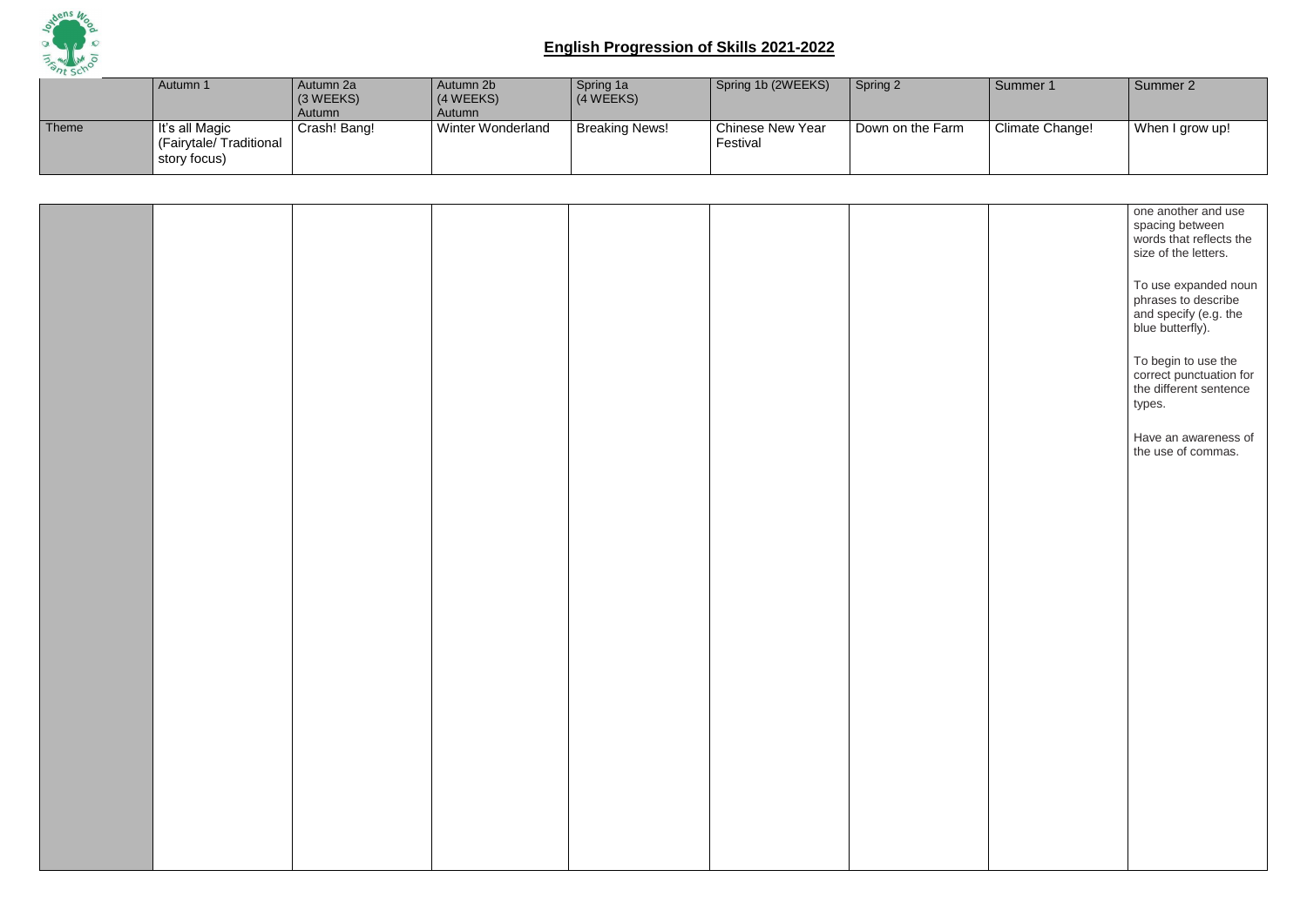## English Progression of Skills 2021-2022

| | Autumn 1 | Autumn 2a (3 WEEKS) Autumn | Autumn 2b (4 WEEKS) Autumn | Spring 1a (4 WEEKS) | Spring 1b (2WEEKS) | Spring 2 | Summer 1 | Summer 2 |
|---|---|---|---|---|---|---|---|---|
| Theme | It's all Magic (Fairytale/ Traditional story focus) | Crash! Bang! | Winter Wonderland | Breaking News! | Chinese New Year Festival | Down on the Farm | Climate Change! | When I grow up! |

| | | | | | | | | |
|---|---|---|---|---|---|---|---|---|
| | | | | | | | | one another and use spacing between words that reflects the size of the letters.<br><br>To use expanded noun phrases to describe and specify (e.g. the blue butterfly).<br><br>To begin to use the correct punctuation for the different sentence types.<br><br>Have an awareness of the use of commas. |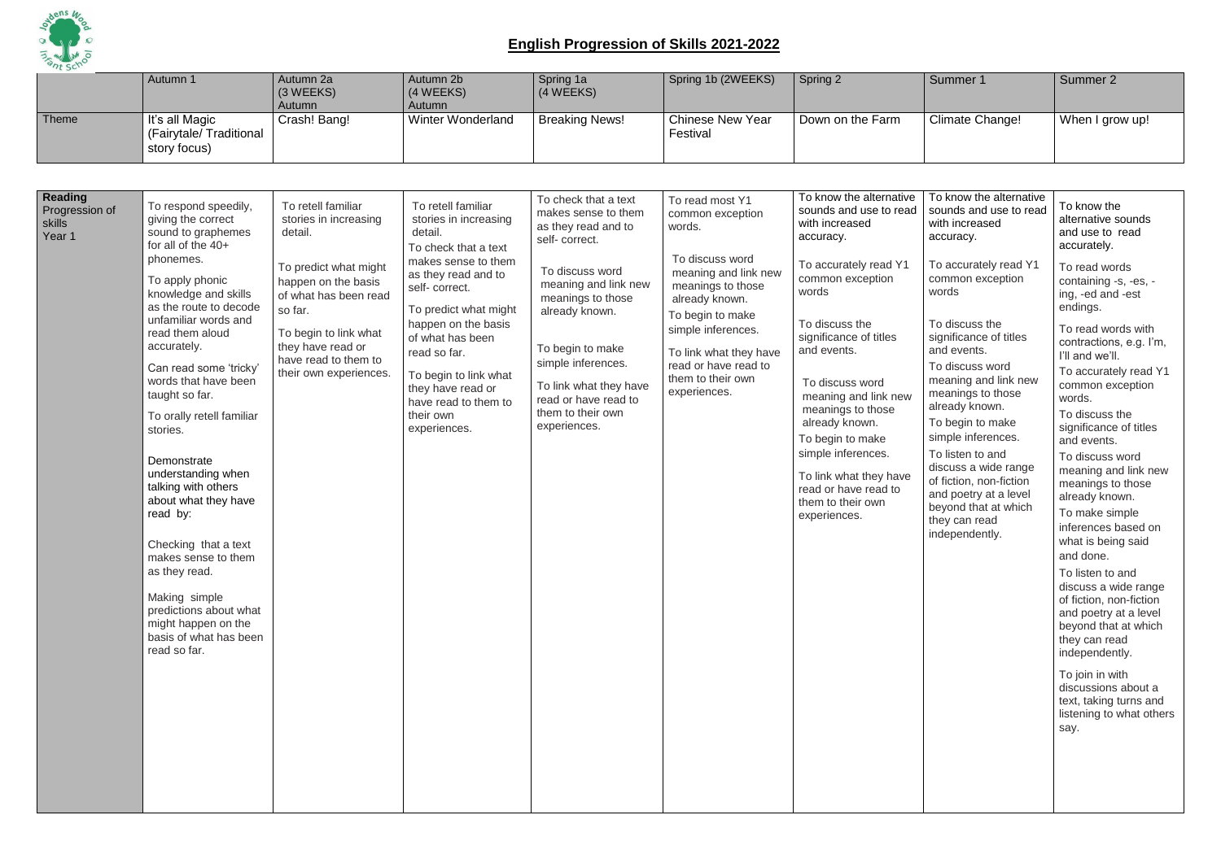# English Progression of Skills 2021-2022

| | Autumn 1 | Autumn 2a (3 WEEKS) Autumn | Autumn 2b (4 WEEKS) Autumn | Spring 1a (4 WEEKS) | Spring 1b (2WEEKS) | Spring 2 | Summer 1 | Summer 2 |
|---|---|---|---|---|---|---|---|---|
| Theme | It's all Magic (Fairytale/ Traditional story focus) | Crash! Bang! | Winter Wonderland | Breaking News! | Chinese New Year Festival | Down on the Farm | Climate Change! | When I grow up! |

| | | | | | | | | |
|---|---|---|---|---|---|---|---|---|
| **Reading** Progression of skills Year 1 | To respond speedily, giving the correct sound to graphemes for all of the 40+ phonemes.<br><br>To apply phonic knowledge and skills as the route to decode unfamiliar words and read them aloud accurately.<br><br>Can read some 'tricky' words that have been taught so far.<br><br>To orally retell familiar stories.<br><br>Demonstrate understanding when talking with others about what they have read by:<br><br>Checking that a text makes sense to them as they read.<br><br>Making simple predictions about what might happen on the basis of what has been read so far. | To retell familiar stories in increasing detail.<br><br>To predict what might happen on the basis of what has been read so far.<br><br>To begin to link what they have read or have read to them to their own experiences. | To retell familiar stories in increasing detail.<br><br>To check that a text makes sense to them as they read and to self- correct.<br><br>To predict what might happen on the basis of what has been read so far.<br><br>To begin to link what they have read or have read to them to their own experiences. | To check that a text makes sense to them as they read and to self- correct.<br><br>To discuss word meaning and link new meanings to those already known.<br><br>To begin to make simple inferences.<br><br>To link what they have read or have read to them to their own experiences. | To read most Y1 common exception words.<br><br>To discuss word meaning and link new meanings to those already known.<br><br>To begin to make simple inferences.<br><br>To link what they have read or have read to them to their own experiences. | To know the alternative sounds and use to read with increased accuracy.<br><br>To accurately read Y1 common exception words<br><br>To discuss the significance of titles and events.<br><br>To discuss word meaning and link new meanings to those already known.<br><br>To begin to make simple inferences.<br><br>To link what they have read or have read to them to their own experiences. | To know the alternative sounds and use to read with increased accuracy.<br><br>To accurately read Y1 common exception words<br><br>To discuss the significance of titles and events.<br><br>To discuss word meaning and link new meanings to those already known.<br><br>To begin to make simple inferences.<br><br>To listen to and discuss a wide range of fiction, non-fiction and poetry at a level beyond that at which they can read independently. | To know the alternative sounds and use to read accurately.<br><br>To read words containing -s, -es, -ing, -ed and -est endings.<br><br>To read words with contractions, e.g. I'm, I'll and we'll.<br><br>To accurately read Y1 common exception words.<br><br>To discuss the significance of titles and events.<br><br>To discuss word meaning and link new meanings to those already known.<br><br>To make simple inferences based on what is being said and done.<br><br>To listen to and discuss a wide range of fiction, non-fiction and poetry at a level beyond that at which they can read independently.<br><br>To join in with discussions about a text, taking turns and listening to what others say. |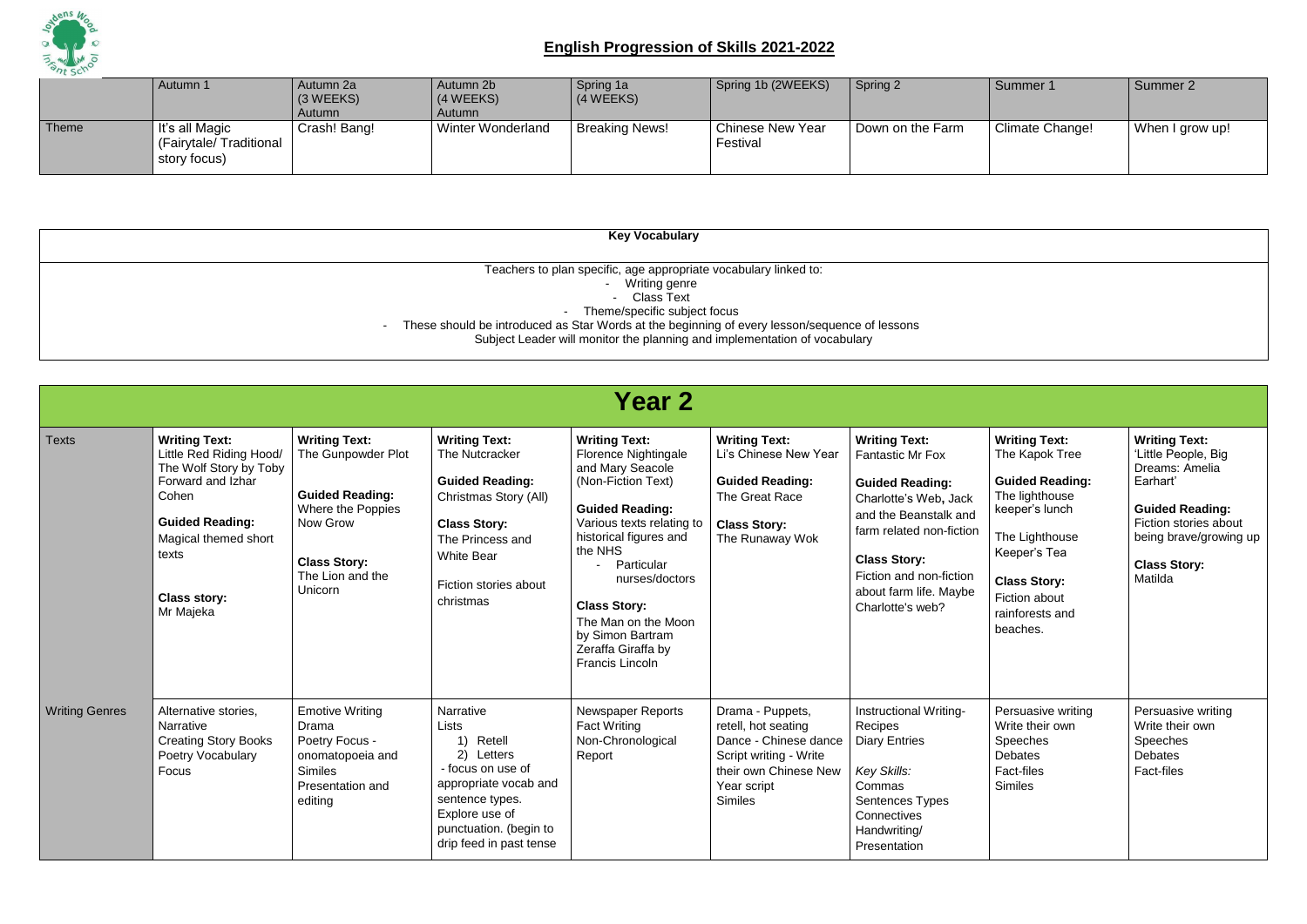## English Progression of Skills 2021-2022

| | Autumn 1 | Autumn 2a (3 WEEKS) Autumn | Autumn 2b (4 WEEKS) Autumn | Spring 1a (4 WEEKS) | Spring 1b (2WEEKS) | Spring 2 | Summer 1 | Summer 2 |
|---|---|---|---|---|---|---|---|---|
| Theme | It's all Magic (Fairytale/ Traditional story focus) | Crash! Bang! | Winter Wonderland | Breaking News! | Chinese New Year Festival | Down on the Farm | Climate Change! | When I grow up! |

| **Key Vocabulary** |
|---|
| Teachers to plan specific, age appropriate vocabulary linked to:<br>- Writing genre<br>- Class Text<br>- Theme/specific subject focus<br>- These should be introduced as Star Words at the beginning of every lesson/sequence of lessons<br>Subject Leader will monitor the planning and implementation of vocabulary |

# Year 2

| | | | | | | | | |
|---|---|---|---|---|---|---|---|---|
| Texts | **Writing Text:** Little Red Riding Hood/ The Wolf Story by Toby Forward and Izhar Cohen<br><br>**Guided Reading:** Magical themed short texts<br><br>**Class story:** Mr Majeka | **Writing Text:** The Gunpowder Plot<br><br>**Guided Reading:** Where the Poppies Now Grow<br><br>**Class Story:** The Lion and the Unicorn | **Writing Text:** The Nutcracker<br><br>**Guided Reading:** Christmas Story (All)<br><br>**Class Story:** The Princess and White Bear<br><br>Fiction stories about christmas | **Writing Text:** Florence Nightingale and Mary Seacole (Non-Fiction Text)<br><br>**Guided Reading:** Various texts relating to historical figures and the NHS<br>- Particular nurses/doctors<br><br>**Class Story:** The Man on the Moon by Simon Bartram Zeraffa Giraffa by Francis Lincoln | **Writing Text:** Li's Chinese New Year<br><br>**Guided Reading:** The Great Race<br><br>**Class Story:** The Runaway Wok | **Writing Text:** Fantastic Mr Fox<br><br>**Guided Reading:** Charlotte's Web, Jack and the Beanstalk and farm related non-fiction<br><br>**Class Story:** Fiction and non-fiction about farm life. Maybe Charlotte's web? | **Writing Text:** The Kapok Tree<br><br>**Guided Reading:** The lighthouse keeper's lunch<br><br>The Lighthouse Keeper's Tea<br><br>**Class Story:** Fiction about rainforests and beaches. | **Writing Text:** 'Little People, Big Dreams: Amelia Earhart'<br><br>**Guided Reading:** Fiction stories about being brave/growing up<br><br>**Class Story:** Matilda |
| Writing Genres | Alternative stories, Narrative<br>Creating Story Books<br>Poetry Vocabulary Focus | Emotive Writing<br>Drama<br>Poetry Focus - onomatopoeia and Similes<br>Presentation and editing | Narrative<br>Lists<br>1) Retell<br>2) Letters<br>- focus on use of appropriate vocab and sentence types. Explore use of punctuation. (begin to drip feed in past tense | Newspaper Reports<br>Fact Writing<br>Non-Chronological Report | Drama - Puppets, retell, hot seating<br>Dance - Chinese dance<br>Script writing - Write their own Chinese New Year script<br>Similes | Instructional Writing-Recipes<br>Diary Entries<br><br>*Key Skills:*<br>Commas<br>Sentences Types<br>Connectives<br>Handwriting/ Presentation | Persuasive writing<br>Write their own Speeches<br>Debates<br>Fact-files<br>Similes | Persuasive writing<br>Write their own Speeches<br>Debates<br>Fact-files |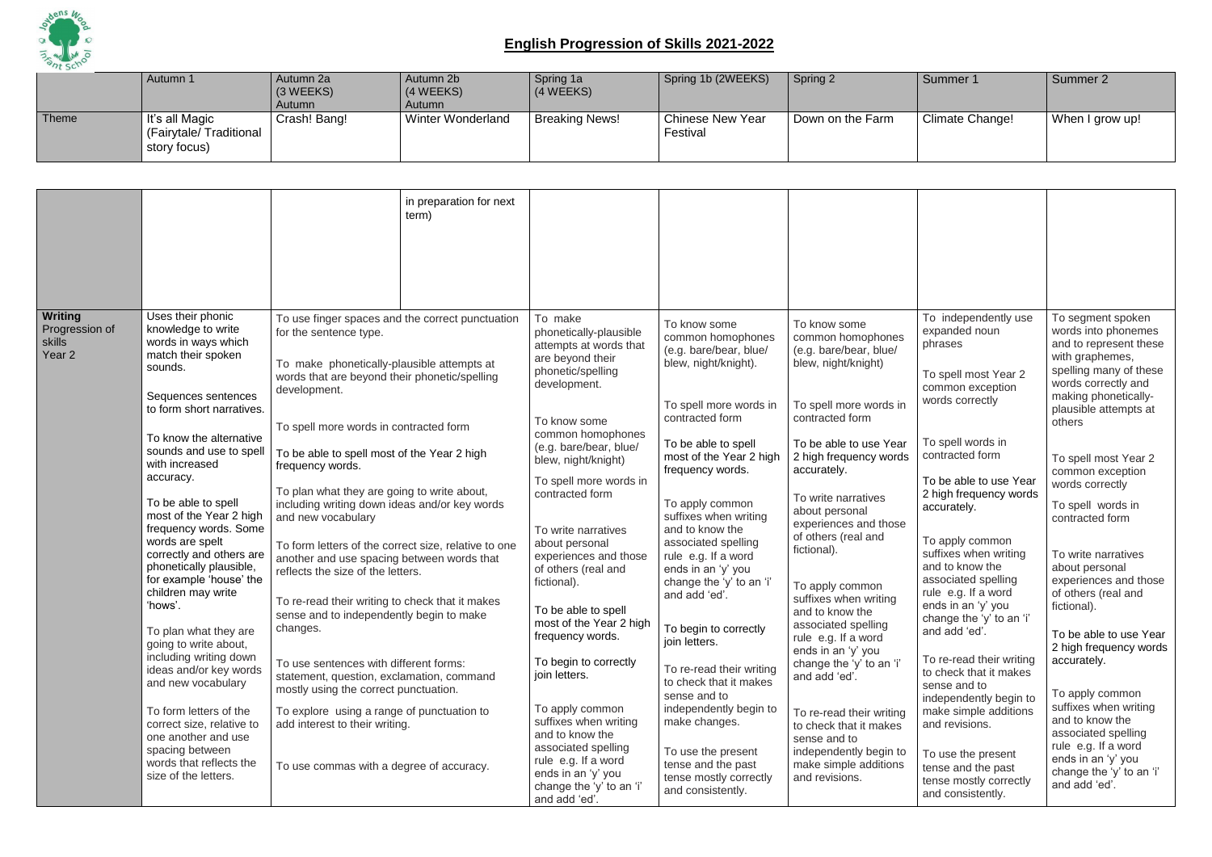## English Progression of Skills 2021-2022

| | Autumn 1 | Autumn 2a (3 WEEKS) Autumn | Autumn 2b (4 WEEKS) Autumn | Spring 1a (4 WEEKS) | Spring 1b (2WEEKS) | Spring 2 | Summer 1 | Summer 2 |
|---|---|---|---|---|---|---|---|---|
| Theme | It's all Magic (Fairytale/ Traditional story focus) | Crash! Bang! | Winter Wonderland | Breaking News! | Chinese New Year Festival | Down on the Farm | Climate Change! | When I grow up! |

| | | | | | | | | |
|---|---|---|---|---|---|---|---|---|
| | | | in preparation for next term) | | | | | |
| **Writing** Progression of skills Year 2 | Uses their phonic knowledge to write words in ways which match their spoken sounds.<br><br>Sequences sentences to form short narratives.<br><br>To know the alternative sounds and use to spell with increased accuracy.<br><br>To be able to spell most of the Year 2 high frequency words. Some words are spelt correctly and others are phonetically plausible, for example 'house' the children may write 'hows'.<br><br>To plan what they are going to write about, including writing down ideas and/or key words and new vocabulary<br><br>To form letters of the correct size, relative to one another and use spacing between words that reflects the size of the letters. | To use finger spaces and the correct punctuation for the sentence type.<br><br>To make phonetically-plausible attempts at words that are beyond their phonetic/spelling development.<br><br>To spell more words in contracted form<br><br>To be able to spell most of the Year 2 high frequency words.<br><br>To plan what they are going to write about, including writing down ideas and/or key words and new vocabulary<br><br>To form letters of the correct size, relative to one another and use spacing between words that reflects the size of the letters.<br><br>To re-read their writing to check that it makes sense and to independently begin to make changes.<br><br>To use sentences with different forms: statement, question, exclamation, command mostly using the correct punctuation.<br><br>To explore using a range of punctuation to add interest to their writing.<br><br>To use commas with a degree of accuracy. | | To make phonetically-plausible attempts at words that are beyond their phonetic/spelling development.<br><br>To know some common homophones (e.g. bare/bear, blue/ blew, night/knight)<br><br>To spell more words in contracted form<br><br>To write narratives about personal experiences and those of others (real and fictional).<br><br>To be able to spell most of the Year 2 high frequency words.<br><br>To begin to correctly join letters.<br><br>To apply common suffixes when writing and to know the associated spelling rule e.g. If a word ends in an 'y' you change the 'y' to an 'i' and add 'ed'. | To know some common homophones (e.g. bare/bear, blue/ blew, night/knight).<br><br>To spell more words in contracted form<br><br>To be able to spell most of the Year 2 high frequency words.<br><br>To apply common suffixes when writing and to know the associated spelling rule e.g. If a word ends in an 'y' you change the 'y' to an 'i' and add 'ed'.<br><br>To begin to correctly join letters.<br><br>To re-read their writing to check that it makes sense and to independently begin to make changes.<br><br>To use the present tense and the past tense mostly correctly and consistently. | To know some common homophones (e.g. bare/bear, blue/ blew, night/knight)<br><br>To spell more words in contracted form<br><br>To be able to use Year 2 high frequency words accurately.<br><br>To write narratives about personal experiences and those of others (real and fictional).<br><br>To apply common suffixes when writing and to know the associated spelling rule e.g. If a word ends in an 'y' you change the 'y' to an 'i' and add 'ed'.<br><br>To re-read their writing to check that it makes sense and to independently begin to make simple additions and revisions. | To independently use expanded noun phrases<br><br>To spell most Year 2 common exception words correctly<br><br>To spell words in contracted form<br><br>To be able to use Year 2 high frequency words accurately.<br><br>To apply common suffixes when writing and to know the associated spelling rule e.g. If a word ends in an 'y' you change the 'y' to an 'i' and add 'ed'.<br><br>To re-read their writing to check that it makes sense and to independently begin to make simple additions and revisions.<br><br>To use the present tense and the past tense mostly correctly and consistently. | To segment spoken words into phonemes and to represent these with graphemes, spelling many of these words correctly and making phonetically-plausible attempts at others<br><br>To spell most Year 2 common exception words correctly<br><br>To spell words in contracted form<br><br>To write narratives about personal experiences and those of others (real and fictional).<br><br>To be able to use Year 2 high frequency words accurately.<br><br>To apply common suffixes when writing and to know the associated spelling rule e.g. If a word ends in an 'y' you change the 'y' to an 'i' and add 'ed'. |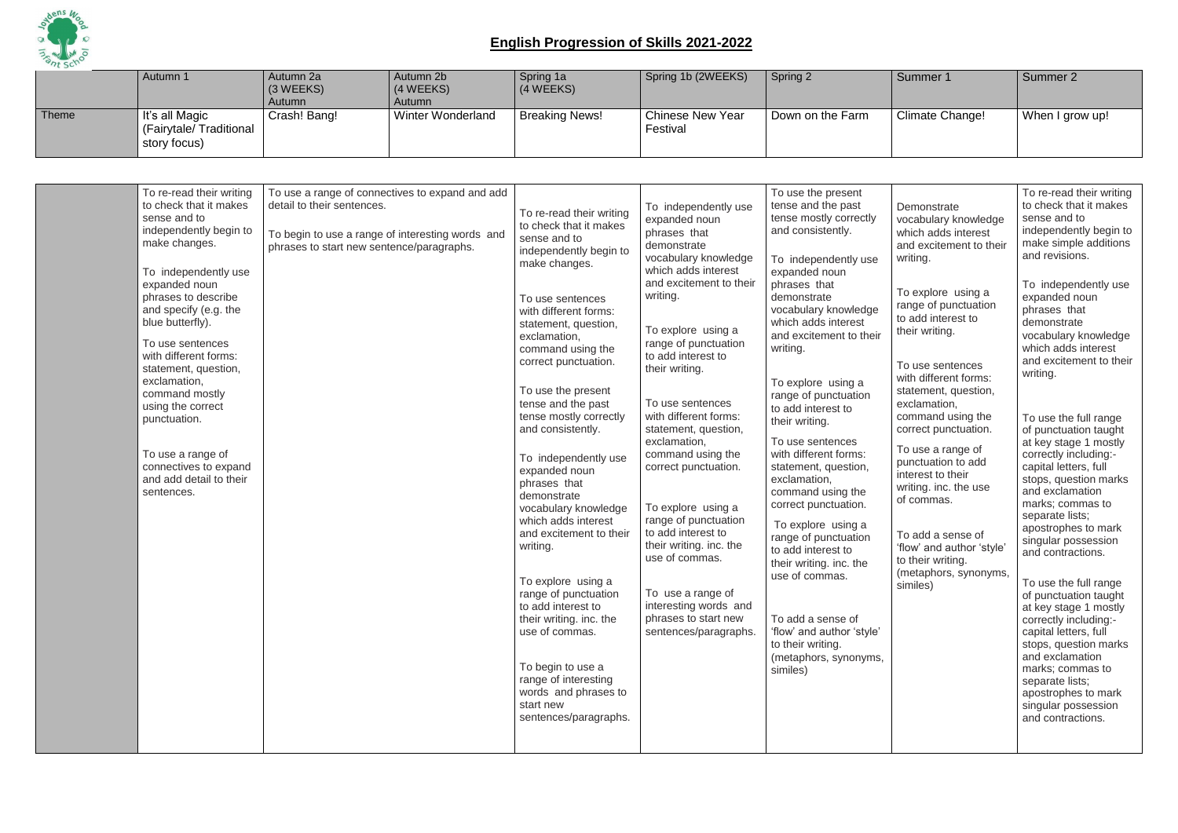# English Progression of Skills 2021-2022

| | Autumn 1 | Autumn 2a (3 WEEKS) Autumn | Autumn 2b (4 WEEKS) Autumn | Spring 1a (4 WEEKS) | Spring 1b (2WEEKS) | Spring 2 | Summer 1 | Summer 2 |
|---|---|---|---|---|---|---|---|---|
| Theme | It's all Magic (Fairytale/ Traditional story focus) | Crash! Bang! | Winter Wonderland | Breaking News! | Chinese New Year Festival | Down on the Farm | Climate Change! | When I grow up! |

| | Autumn 1 | Autumn 2a | Autumn 2b | Spring 1a | Spring 1b | Spring 2 | Summer 1 | Summer 2 |
|---|---|---|---|---|---|---|---|---|
| | To re-read their writing to check that it makes sense and to independently begin to make changes.<br><br>To independently use expanded noun phrases to describe and specify (e.g. the blue butterfly).<br><br>To use sentences with different forms: statement, question, exclamation, command mostly using the correct punctuation.<br><br>To use a range of connectives to expand and add detail to their sentences. | To use a range of connectives to expand and add detail to their sentences.<br><br>To begin to use a range of interesting words and phrases to start new sentence/paragraphs. | | To re-read their writing to check that it makes sense and to independently begin to make changes.<br><br>To use sentences with different forms: statement, question, exclamation, command using the correct punctuation.<br><br>To use the present tense and the past tense mostly correctly and consistently.<br><br>To independently use expanded noun phrases that demonstrate vocabulary knowledge which adds interest and excitement to their writing.<br><br>To explore using a range of punctuation to add interest to their writing. inc. the use of commas.<br><br>To begin to use a range of interesting words and phrases to start new sentences/paragraphs. | To independently use expanded noun phrases that demonstrate vocabulary knowledge which adds interest and excitement to their writing.<br><br>To explore using a range of punctuation to add interest to their writing.<br><br>To use sentences with different forms: statement, question, exclamation, command using the correct punctuation.<br><br>To explore using a range of punctuation to add interest to their writing. inc. the use of commas.<br><br>To use a range of interesting words and phrases to start new sentences/paragraphs. | To use the present tense and the past tense mostly correctly and consistently.<br><br>To independently use expanded noun phrases that demonstrate vocabulary knowledge which adds interest and excitement to their writing.<br><br>To explore using a range of punctuation to add interest to their writing.<br><br>To use sentences with different forms: statement, question, exclamation, command using the correct punctuation.<br><br>To explore using a range of punctuation to add interest to their writing. inc. the use of commas.<br><br>To add a sense of 'flow' and author 'style' to their writing. (metaphors, synonyms, similes) | Demonstrate vocabulary knowledge which adds interest and excitement to their writing.<br><br>To explore using a range of punctuation to add interest to their writing.<br><br>To use sentences with different forms: statement, question, exclamation, command using the correct punctuation.<br><br>To use a range of punctuation to add interest to their writing. inc. the use of commas.<br><br>To add a sense of 'flow' and author 'style' to their writing. (metaphors, synonyms, similes) | To re-read their writing to check that it makes sense and to independently begin to make simple additions and revisions.<br><br>To independently use expanded noun phrases that demonstrate vocabulary knowledge which adds interest and excitement to their writing.<br><br>To use the full range of punctuation taught at key stage 1 mostly correctly including:- capital letters, full stops, question marks and exclamation marks; commas to separate lists; apostrophes to mark singular possession and contractions.<br><br>To use the full range of punctuation taught at key stage 1 mostly correctly including:- capital letters, full stops, question marks and exclamation marks; commas to separate lists; apostrophes to mark singular possession and contractions. |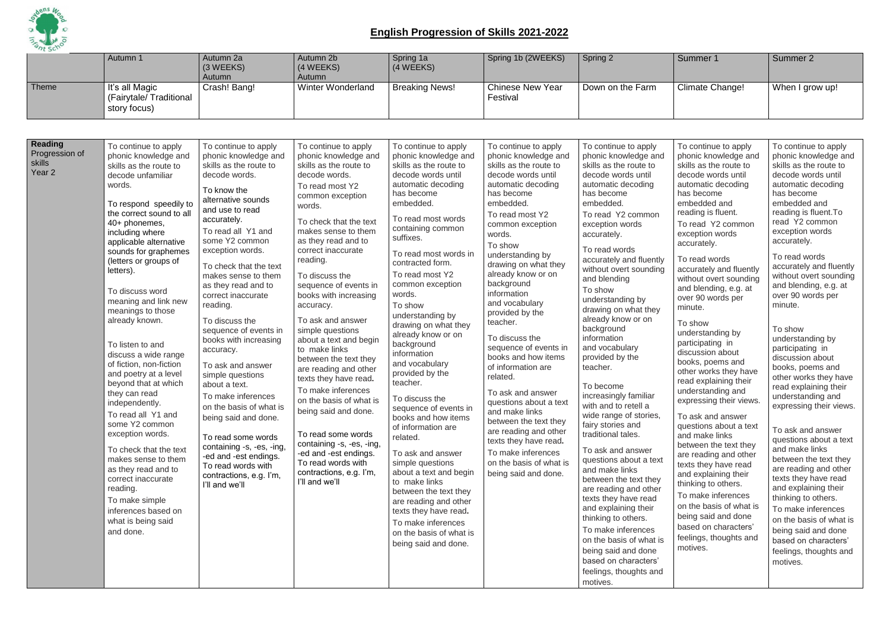# English Progression of Skills 2021-2022

| | Autumn 1 | Autumn 2a (3 WEEKS) Autumn | Autumn 2b (4 WEEKS) Autumn | Spring 1a (4 WEEKS) | Spring 1b (2WEEKS) | Spring 2 | Summer 1 | Summer 2 |
|---|---|---|---|---|---|---|---|---|
| Theme | It's all Magic (Fairytale/ Traditional story focus) | Crash! Bang! | Winter Wonderland | Breaking News! | Chinese New Year Festival | Down on the Farm | Climate Change! | When I grow up! |

| | | | | | | | | |
|---|---|---|---|---|---|---|---|---|
| **Reading** Progression of skills Year 2 | To continue to apply phonic knowledge and skills as the route to decode unfamiliar words.<br><br>To respond speedily to the correct sound to all 40+ phonemes, including where applicable alternative sounds for graphemes (letters or groups of letters).<br><br>To discuss word meaning and link new meanings to those already known.<br><br>To listen to and discuss a wide range of fiction, non-fiction and poetry at a level beyond that at which they can read independently.<br>To read all Y1 and some Y2 common exception words.<br><br>To check that the text makes sense to them as they read and to correct inaccurate reading.<br>To make simple inferences based on what is being said and done. | To continue to apply phonic knowledge and skills as the route to decode words.<br>To know the alternative sounds and use to read accurately.<br>To read all Y1 and some Y2 common exception words.<br><br>To check that the text makes sense to them as they read and to correct inaccurate reading.<br><br>To discuss the sequence of events in books with increasing accuracy.<br><br>To ask and answer simple questions about a text.<br>To make inferences on the basis of what is being said and done.<br><br>To read some words containing -s, -es, -ing, -ed and -est endings.<br>To read words with contractions, e.g. I'm, I'll and we'll | To continue to apply phonic knowledge and skills as the route to decode words.<br>To read most Y2 common exception words.<br><br>To check that the text makes sense to them as they read and to correct inaccurate reading.<br><br>To discuss the sequence of events in books with increasing accuracy.<br><br>To ask and answer simple questions about a text and begin to make links between the text they are reading and other texts they have read.<br>To make inferences on the basis of what is being said and done.<br><br>To read some words containing -s, -es, -ing, -ed and -est endings.<br>To read words with contractions, e.g. I'm, I'll and we'll | To continue to apply phonic knowledge and skills as the route to decode words until automatic decoding has become embedded.<br><br>To read most words containing common suffixes.<br><br>To read most words in contracted form.<br>To read most Y2 common exception words.<br>To show understanding by drawing on what they already know or on background information and vocabulary provided by the teacher.<br><br>To discuss the sequence of events in books and how items of information are related.<br><br>To ask and answer simple questions about a text and begin to make links between the text they are reading and other texts they have read.<br>To make inferences on the basis of what is being said and done. | To continue to apply phonic knowledge and skills as the route to decode words until automatic decoding has become embedded.<br>To read most Y2 common exception words.<br>To show understanding by drawing on what they already know or on background information and vocabulary provided by the teacher.<br><br>To discuss the sequence of events in books and how items of information are related.<br><br>To ask and answer questions about a text and make links between the text they are reading and other texts they have read.<br>To make inferences on the basis of what is being said and done. | To continue to apply phonic knowledge and skills as the route to decode words until automatic decoding has become embedded.<br>To read Y2 common exception words accurately.<br><br>To read words accurately and fluently without overt sounding and blending<br>To show understanding by drawing on what they already know or on background information and vocabulary provided by the teacher.<br><br>To become increasingly familiar with and to retell a wide range of stories, fairy stories and traditional tales.<br><br>To ask and answer questions about a text and make links between the text they are reading and other texts they have read and explaining their thinking to others.<br>To make inferences on the basis of what is being said and done based on characters' feelings, thoughts and motives. | To continue to apply phonic knowledge and skills as the route to decode words until automatic decoding has become embedded and reading is fluent.<br>To read Y2 common exception words accurately.<br><br>To read words accurately and fluently without overt sounding and blending, e.g. at over 90 words per minute.<br><br>To show understanding by participating in discussion about books, poems and other works they have read explaining their understanding and expressing their views.<br><br>To ask and answer questions about a text and make links between the text they are reading and other texts they have read and explaining their thinking to others.<br>To make inferences on the basis of what is being said and done based on characters' feelings, thoughts and motives. | To continue to apply phonic knowledge and skills as the route to decode words until automatic decoding has become embedded and reading is fluent.To read Y2 common exception words accurately.<br><br>To read words accurately and fluently without overt sounding and blending, e.g. at over 90 words per minute.<br><br>To show understanding by participating in discussion about books, poems and other works they have read explaining their understanding and expressing their views.<br><br>To ask and answer questions about a text and make links between the text they are reading and other texts they have read and explaining their thinking to others.<br>To make inferences on the basis of what is being said and done based on characters' feelings, thoughts and motives. |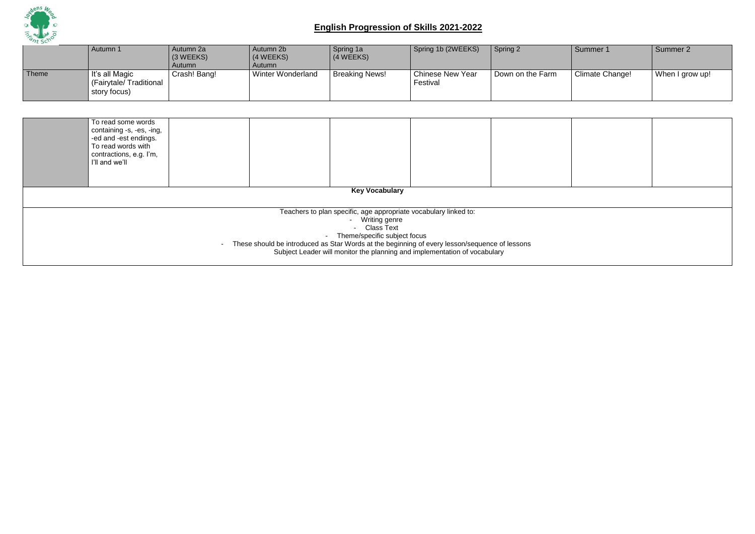# English Progression of Skills 2021-2022

| | Autumn 1 | Autumn 2a (3 WEEKS) Autumn | Autumn 2b (4 WEEKS) Autumn | Spring 1a (4 WEEKS) | Spring 1b (2WEEKS) | Spring 2 | Summer 1 | Summer 2 |
|---|---|---|---|---|---|---|---|---|
| Theme | It's all Magic (Fairytale/ Traditional story focus) | Crash! Bang! | Winter Wonderland | Breaking News! | Chinese New Year Festival | Down on the Farm | Climate Change! | When I grow up! |

| | | | | | | | | |
|---|---|---|---|---|---|---|---|---|
| | To read some words containing -s, -es, -ing, -ed and -est endings. To read words with contractions, e.g. I'm, I'll and we'll | | | | | | | |

**Key Vocabulary**

Teachers to plan specific, age appropriate vocabulary linked to:

- Writing genre
- Class Text
- Theme/specific subject focus
- These should be introduced as Star Words at the beginning of every lesson/sequence of lessons

Subject Leader will monitor the planning and implementation of vocabulary